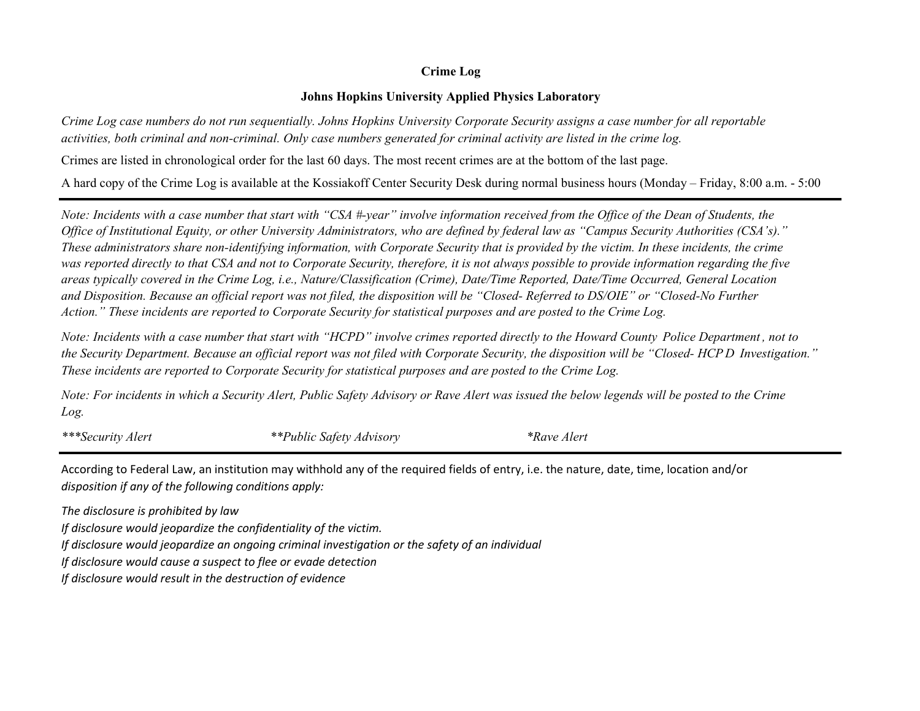**Crime Log**

**Johns Hopkins University Applied Physics Laboratory**

*Crime Log case numbers do not run sequentially. Johns Hopkins University Corporate Security assigns a case number for all reportable activities, both criminal and non-criminal. Only case numbers generated for criminal activity are listed in the crime log.*

Crimes are listed in chronological order for the last 60 days. The most recent crimes are at the bottom of the last page.

A hard copy of the Crime Log is available at the Kossiakoff Center Security Desk during normal business hours (Monday – Friday, 8:00 a.m. - 5:00

---

*Note: Incidents with a case number that start with "CSA #-year" involve information received from the Office of the Dean of Students, the Office of Institutional Equity, or other University Administrators, who are defined by federal law as "Campus Security Authorities (CSA's)." These administrators share non-identifying information, with Corporate Security that is provided by the victim. In these incidents, the crime was reported directly to that CSA and not to Corporate Security, therefore, it is not always possible to provide information regarding the five areas typically covered in the Crime Log, i.e., Nature/Classification (Crime), Date/Time Reported, Date/Time Occurred, General Location and Disposition. Because an official report was not filed, the disposition will be "Closed- Referred to DS/OIE" or "Closed-No Further Action." These incidents are reported to Corporate Security for statistical purposes and are posted to the Crime Log.*

*Note: Incidents with a case number that start with "HCPD" involve crimes reported directly to the Howard County Police Department , not to the Security Department. Because an official report was not filed with Corporate Security, the disposition will be "Closed- HCP D Investigation." These incidents are reported to Corporate Security for statistical purposes and are posted to the Crime Log.*

*Note: For incidents in which a Security Alert, Public Safety Advisory or Rave Alert was issued the below legends will be posted to the Crime Log.*

*\*\*\*Security Alert* *\*\*Public Safety Advisory* *\*Rave Alert*

---

According to Federal Law, an institution may withhold any of the required fields of entry, i.e. the nature, date, time, location and/or *disposition if any of the following conditions apply:*

*The disclosure is prohibited by law*
*If disclosure would jeopardize the confidentiality of the victim.*
*If disclosure would jeopardize an ongoing criminal investigation or the safety of an individual*
*If disclosure would cause a suspect to flee or evade detection*
*If disclosure would result in the destruction of evidence*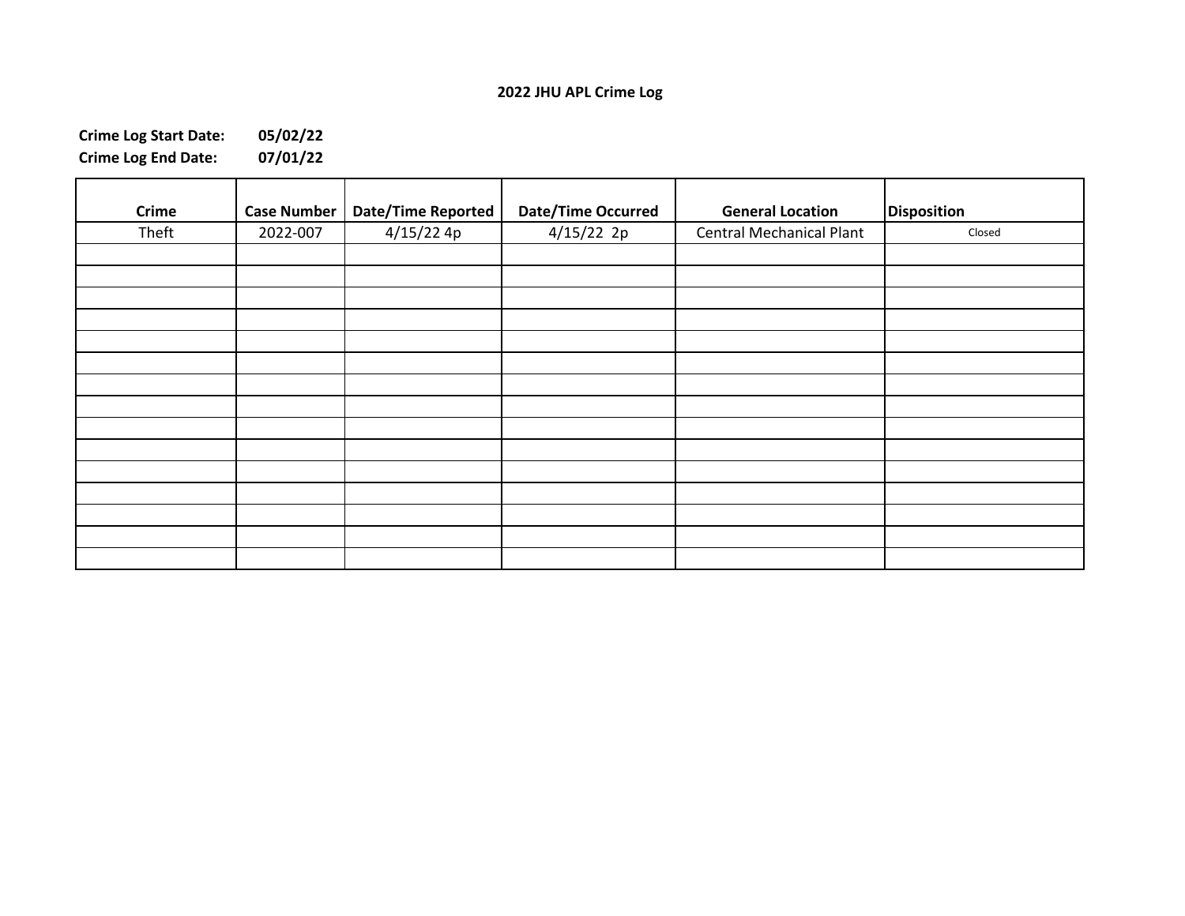## 2022 JHU APL Crime Log

**Crime Log Start Date:** **05/02/22**
**Crime Log End Date:** **07/01/22**

| Crime | Case Number | Date/Time Reported | Date/Time Occurred | General Location | Disposition |
|---|---|---|---|---|---|
| Theft | 2022-007 | 4/15/22 4p | 4/15/22 2p | Central Mechanical Plant | Closed |
| | | | | | |
| | | | | | |
| | | | | | |
| | | | | | |
| | | | | | |
| | | | | | |
| | | | | | |
| | | | | | |
| | | | | | |
| | | | | | |
| | | | | | |
| | | | | | |
| | | | | | |
| | | | | | |
| | | | | | |